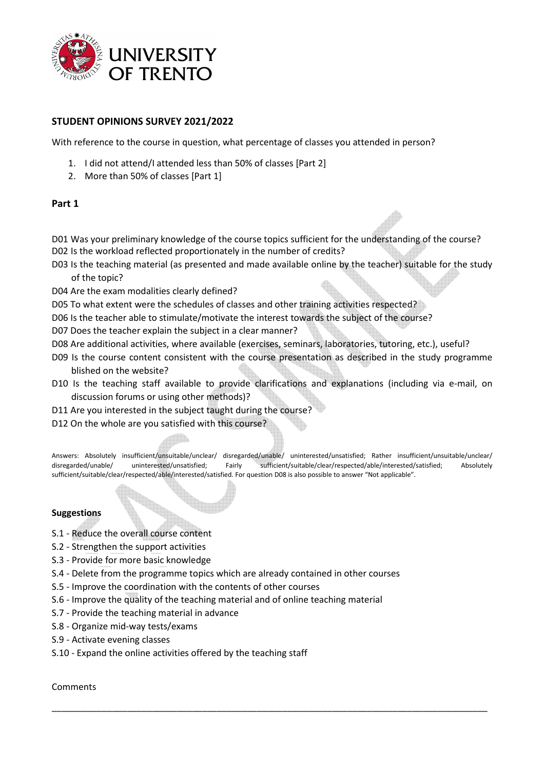## STUDENT OPINIONS SURVEY 2021/2022

With reference to the course in question, what percentage of classes you attended in person?

1. I did not attend/I attended less than 50% of classes [Part 2]
2. More than 50% of classes [Part 1]

### Part 1

D01 Was your preliminary knowledge of the course topics sufficient for the understanding of the course?
D02 Is the workload reflected proportionately in the number of credits?
D03 Is the teaching material (as presented and made available online by the teacher) suitable for the study of the topic?
D04 Are the exam modalities clearly defined?
D05 To what extent were the schedules of classes and other training activities respected?
D06 Is the teacher able to stimulate/motivate the interest towards the subject of the course?
D07 Does the teacher explain the subject in a clear manner?
D08 Are additional activities, where available (exercises, seminars, laboratories, tutoring, etc.), useful?
D09 Is the course content consistent with the course presentation as described in the study programme blished on the website?
D10 Is the teaching staff available to provide clarifications and explanations (including via e-mail, on discussion forums or using other methods)?
D11 Are you interested in the subject taught during the course?
D12 On the whole are you satisfied with this course?

Answers: Absolutely insufficient/unsuitable/unclear/ disregarded/unable/ uninterested/unsatisfied; Rather insufficient/unsuitable/unclear/ disregarded/unable/ uninterested/unsatisfied; Fairly sufficient/suitable/clear/respected/able/interested/satisfied; Absolutely sufficient/suitable/clear/respected/able/interested/satisfied. For question D08 is also possible to answer "Not applicable".

### Suggestions

S.1 - Reduce the overall course content
S.2 - Strengthen the support activities
S.3 - Provide for more basic knowledge
S.4 - Delete from the programme topics which are already contained in other courses
S.5 - Improve the coordination with the contents of other courses
S.6 - Improve the quality of the teaching material and of online teaching material
S.7 - Provide the teaching material in advance
S.8 - Organize mid-way tests/exams
S.9 - Activate evening classes
S.10 - Expand the online activities offered by the teaching staff

Comments

_______________________________________________________________________________________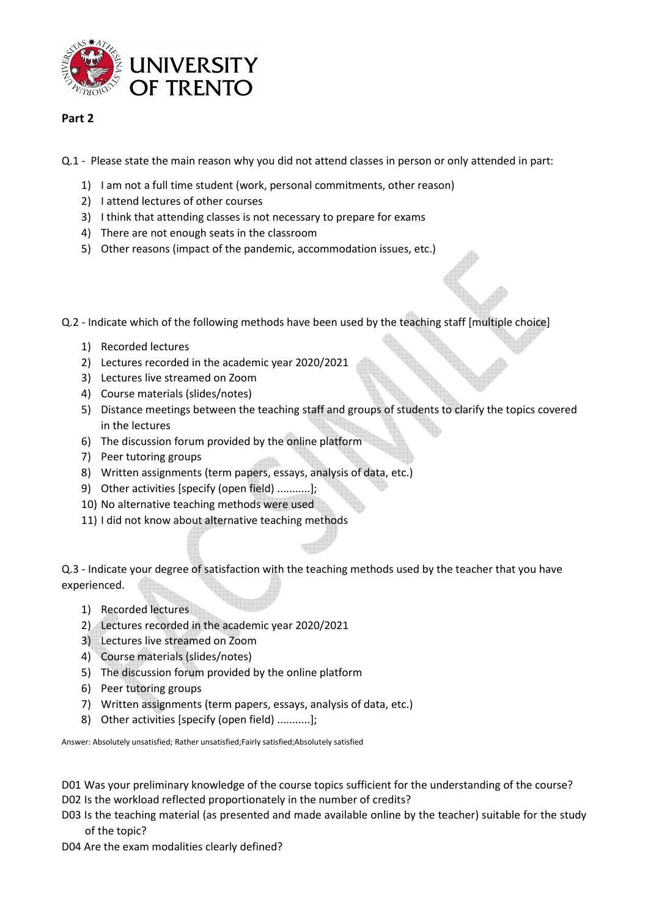UNIVERSITY OF TRENTO

**Part 2**

Q.1 - Please state the main reason why you did not attend classes in person or only attended in part:

1) I am not a full time student (work, personal commitments, other reason)
2) I attend lectures of other courses
3) I think that attending classes is not necessary to prepare for exams
4) There are not enough seats in the classroom
5) Other reasons (impact of the pandemic, accommodation issues, etc.)

Q.2 - Indicate which of the following methods have been used by the teaching staff [multiple choice]

1) Recorded lectures
2) Lectures recorded in the academic year 2020/2021
3) Lectures live streamed on Zoom
4) Course materials (slides/notes)
5) Distance meetings between the teaching staff and groups of students to clarify the topics covered in the lectures
6) The discussion forum provided by the online platform
7) Peer tutoring groups
8) Written assignments (term papers, essays, analysis of data, etc.)
9) Other activities [specify (open field) ...........];
10) No alternative teaching methods were used
11) I did not know about alternative teaching methods

Q.3 - Indicate your degree of satisfaction with the teaching methods used by the teacher that you have experienced.

1) Recorded lectures
2) Lectures recorded in the academic year 2020/2021
3) Lectures live streamed on Zoom
4) Course materials (slides/notes)
5) The discussion forum provided by the online platform
6) Peer tutoring groups
7) Written assignments (term papers, essays, analysis of data, etc.)
8) Other activities [specify (open field) ...........];

Answer: Absolutely unsatisfied; Rather unsatisfied;Fairly satisfied;Absolutely satisfied

D01 Was your preliminary knowledge of the course topics sufficient for the understanding of the course?
D02 Is the workload reflected proportionately in the number of credits?
D03 Is the teaching material (as presented and made available online by the teacher) suitable for the study of the topic?
D04 Are the exam modalities clearly defined?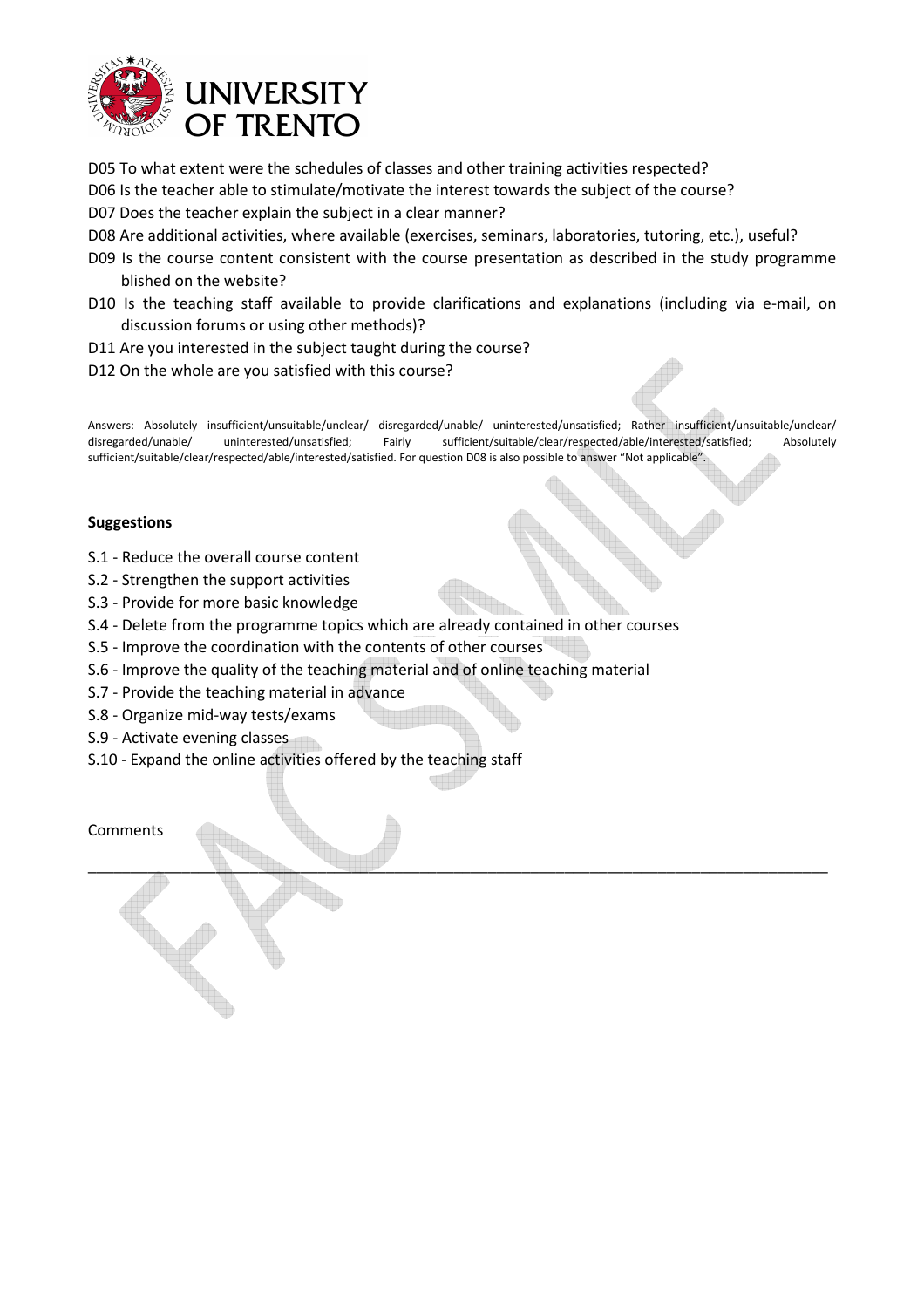D05 To what extent were the schedules of classes and other training activities respected?

D06 Is the teacher able to stimulate/motivate the interest towards the subject of the course?

D07 Does the teacher explain the subject in a clear manner?

D08 Are additional activities, where available (exercises, seminars, laboratories, tutoring, etc.), useful?

D09 Is the course content consistent with the course presentation as described in the study programme blished on the website?

D10 Is the teaching staff available to provide clarifications and explanations (including via e-mail, on discussion forums or using other methods)?

D11 Are you interested in the subject taught during the course?

D12 On the whole are you satisfied with this course?

Answers: Absolutely insufficient/unsuitable/unclear/ disregarded/unable/ uninterested/unsatisfied; Rather insufficient/unsuitable/unclear/ disregarded/unable/ uninterested/unsatisfied; Fairly sufficient/suitable/clear/respected/able/interested/satisfied; Absolutely sufficient/suitable/clear/respected/able/interested/satisfied. For question D08 is also possible to answer "Not applicable".

**Suggestions**

S.1 - Reduce the overall course content

S.2 - Strengthen the support activities

S.3 - Provide for more basic knowledge

S.4 - Delete from the programme topics which are already contained in other courses

S.5 - Improve the coordination with the contents of other courses

S.6 - Improve the quality of the teaching material and of online teaching material

S.7 - Provide the teaching material in advance

S.8 - Organize mid-way tests/exams

S.9 - Activate evening classes

S.10 - Expand the online activities offered by the teaching staff

Comments

_______________________________________________________________________________